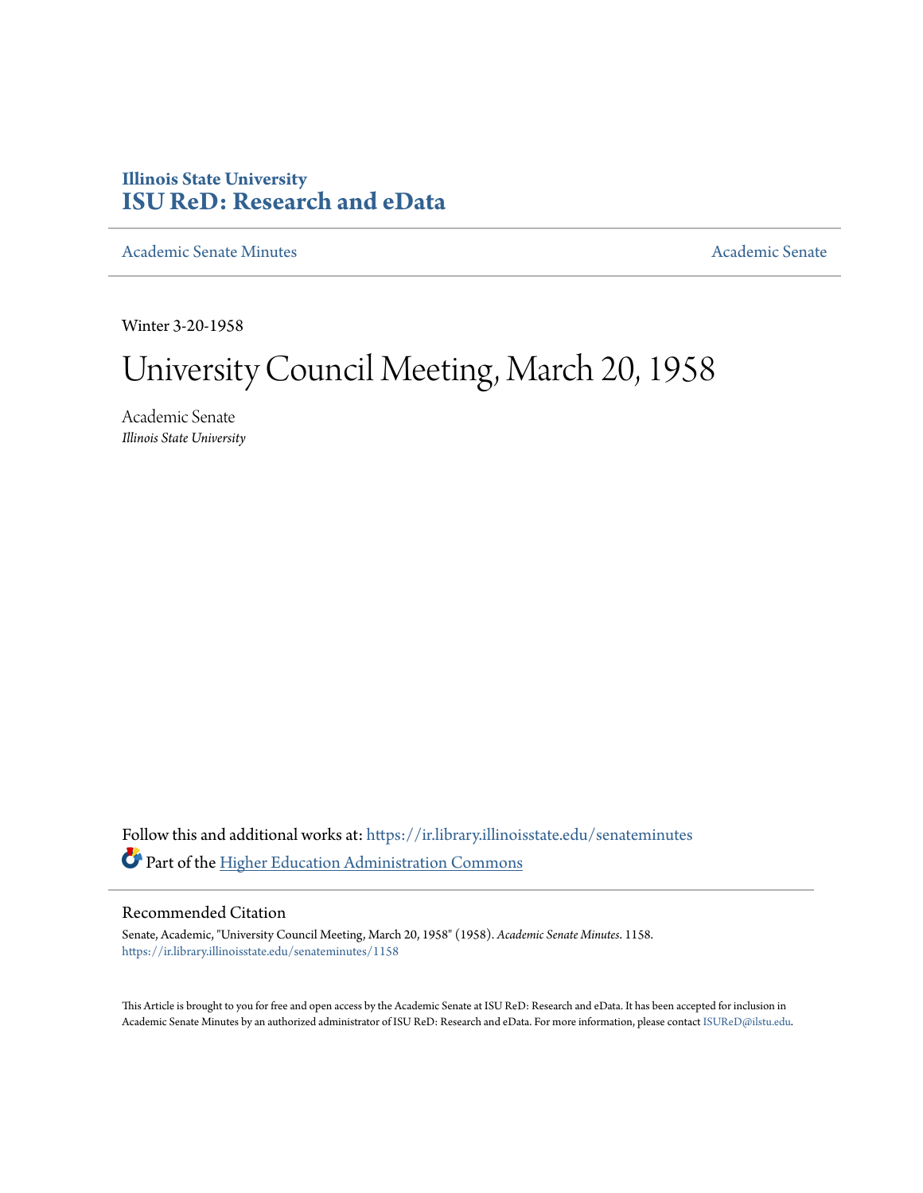Illinois State University
# ISU ReD: Research and eData

Academic Senate Minutes | Academic Senate

Winter 3-20-1958

# University Council Meeting, March 20, 1958

Academic Senate
*Illinois State University*

Follow this and additional works at: https://ir.library.illinoisstate.edu/senateminutes

Part of the Higher Education Administration Commons

## Recommended Citation

Senate, Academic, "University Council Meeting, March 20, 1958" (1958). *Academic Senate Minutes*. 1158.
https://ir.library.illinoisstate.edu/senateminutes/1158

This Article is brought to you for free and open access by the Academic Senate at ISU ReD: Research and eData. It has been accepted for inclusion in Academic Senate Minutes by an authorized administrator of ISU ReD: Research and eData. For more information, please contact ISUReD@ilstu.edu.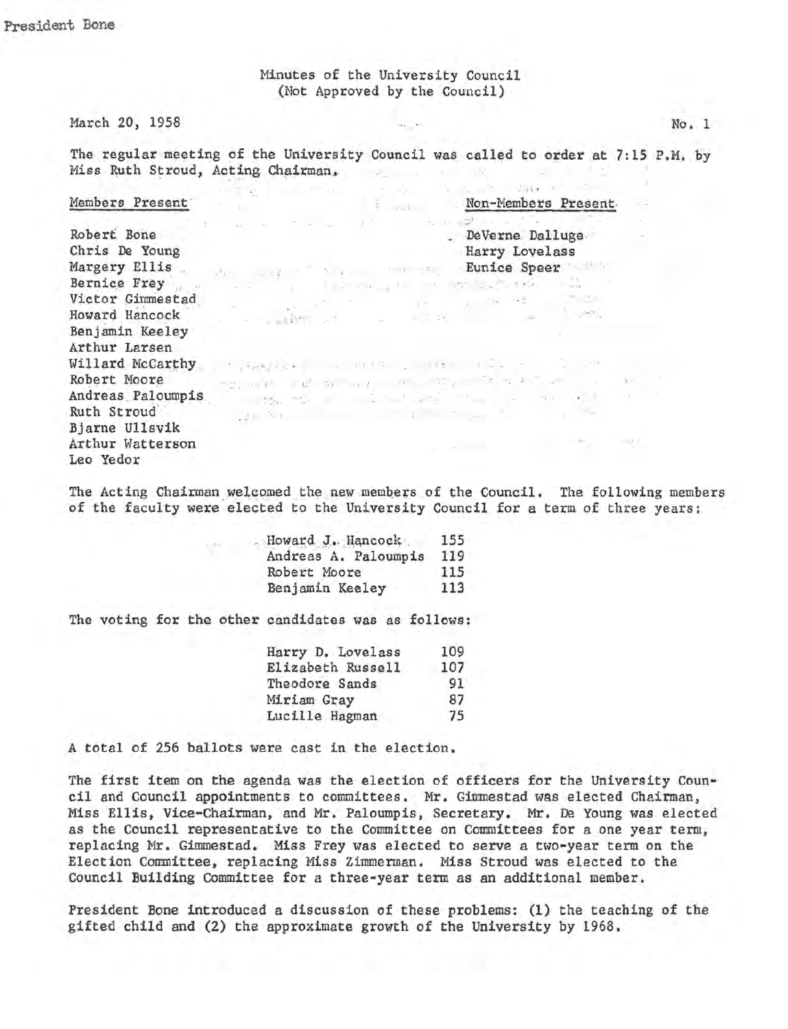President Bone

Minutes of the University Council
(Not Approved by the Council)

March 20, 1958 No. 1

The regular meeting of the University Council was called to order at 7:15 P.M. by Miss Ruth Stroud, Acting Chairman.

| Members Present | Non-Members Present |
|---|---|
| Robert Bone | DeVerne Dalluge |
| Chris De Young | Harry Lovelass |
| Margery Ellis | Eunice Speer |
| Bernice Frey | |
| Victor Gimmestad | |
| Howard Hancock | |
| Benjamin Keeley | |
| Arthur Larsen | |
| Willard McCarthy | |
| Robert Moore | |
| Andreas Paloumpis | |
| Ruth Stroud | |
| Bjarne Ullsvik | |
| Arthur Watterson | |
| Leo Yedor | |

The Acting Chairman welcomed the new members of the Council. The following members of the faculty were elected to the University Council for a term of three years:

| | |
|---|---|
| Howard J. Hancock | 155 |
| Andreas A. Paloumpis | 119 |
| Robert Moore | 115 |
| Benjamin Keeley | 113 |

The voting for the other candidates was as follows:

| | |
|---|---|
| Harry D. Lovelass | 109 |
| Elizabeth Russell | 107 |
| Theodore Sands | 91 |
| Miriam Gray | 87 |
| Lucille Hagman | 75 |

A total of 256 ballots were cast in the election.

The first item on the agenda was the election of officers for the University Council and Council appointments to committees. Mr. Gimmestad was elected Chairman, Miss Ellis, Vice-Chairman, and Mr. Paloumpis, Secretary. Mr. De Young was elected as the Council representative to the Committee on Committees for a one year term, replacing Mr. Gimmestad. Miss Frey was elected to serve a two-year term on the Election Committee, replacing Miss Zimmerman. Miss Stroud was elected to the Council Building Committee for a three-year term as an additional member.

President Bone introduced a discussion of these problems: (1) the teaching of the gifted child and (2) the approximate growth of the University by 1968.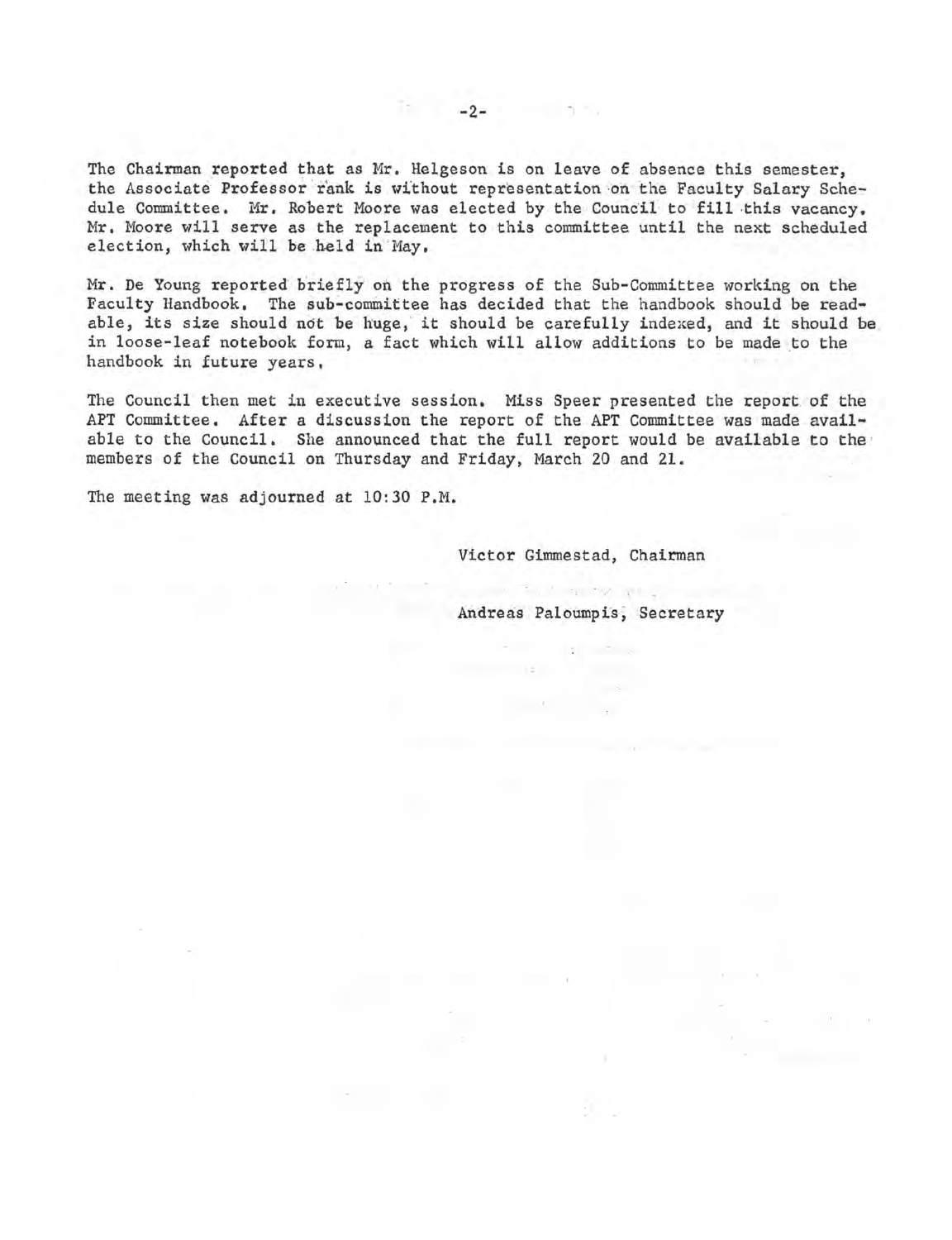The Chairman reported that as Mr. Helgeson is on leave of absence this semester, the Associate Professor rank is without representation on the Faculty Salary Schedule Committee. Mr. Robert Moore was elected by the Council to fill this vacancy. Mr. Moore will serve as the replacement to this committee until the next scheduled election, which will be held in May.

Mr. De Young reported briefly on the progress of the Sub-Committee working on the Faculty Handbook. The sub-committee has decided that the handbook should be readable, its size should not be huge, it should be carefully indexed, and it should be in loose-leaf notebook form, a fact which will allow additions to be made to the handbook in future years.

The Council then met in executive session. Miss Speer presented the report of the APT Committee. After a discussion the report of the APT Committee was made available to the Council. She announced that the full report would be available to the members of the Council on Thursday and Friday, March 20 and 21.

The meeting was adjourned at 10:30 P.M.

Victor Gimmestad, Chairman

Andreas Paloumpis, Secretary